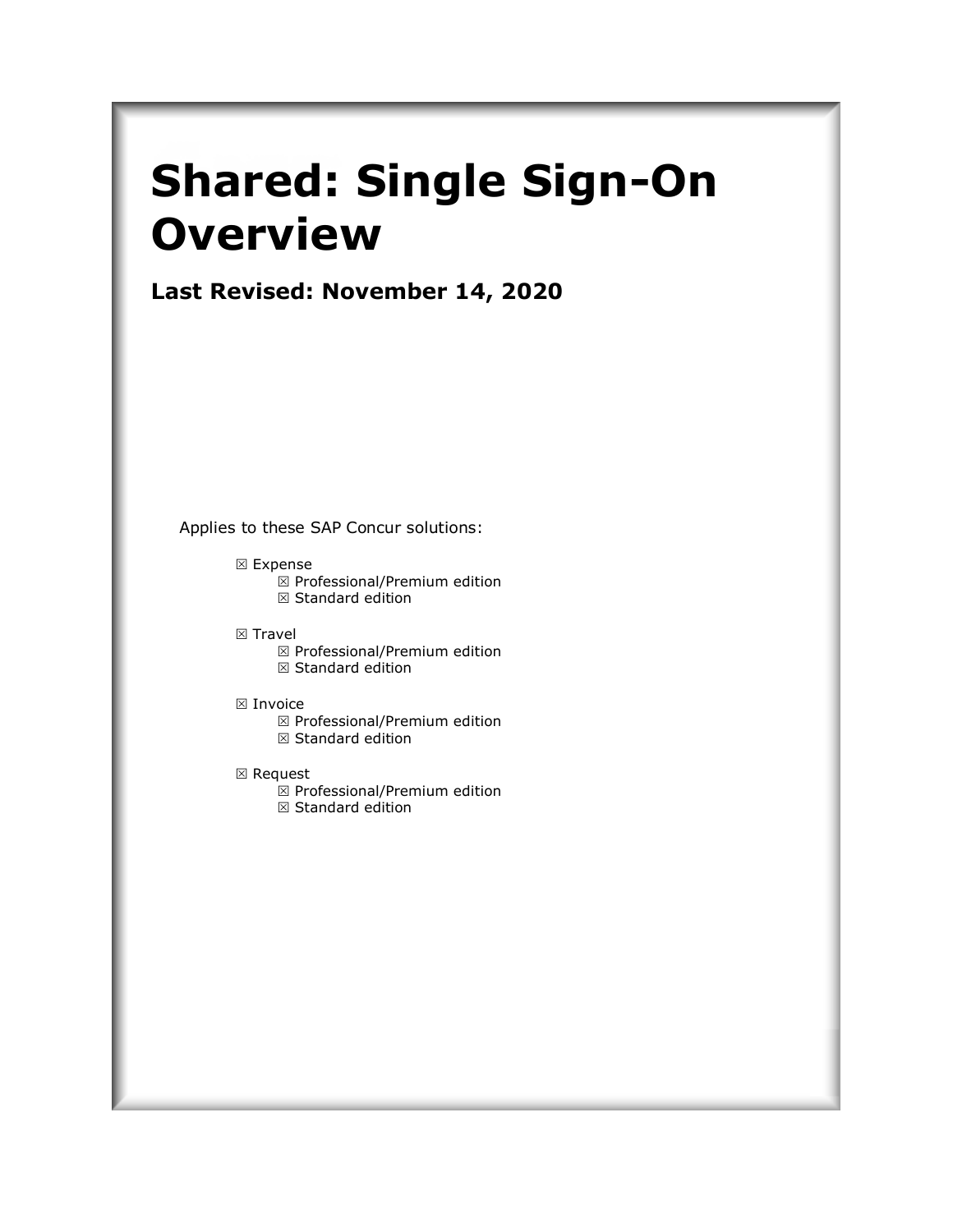# Shared: Single Sign-On Overview

## Last Revised: November 14, 2020

Applies to these SAP Concur solutions:

- ☒ Expense
  - ☒ Professional/Premium edition
  - ☒ Standard edition
- ☒ Travel
  - ☒ Professional/Premium edition
  - ☒ Standard edition
- ☒ Invoice
  - ☒ Professional/Premium edition
  - ☒ Standard edition
- ☒ Request
  - ☒ Professional/Premium edition
  - ☒ Standard edition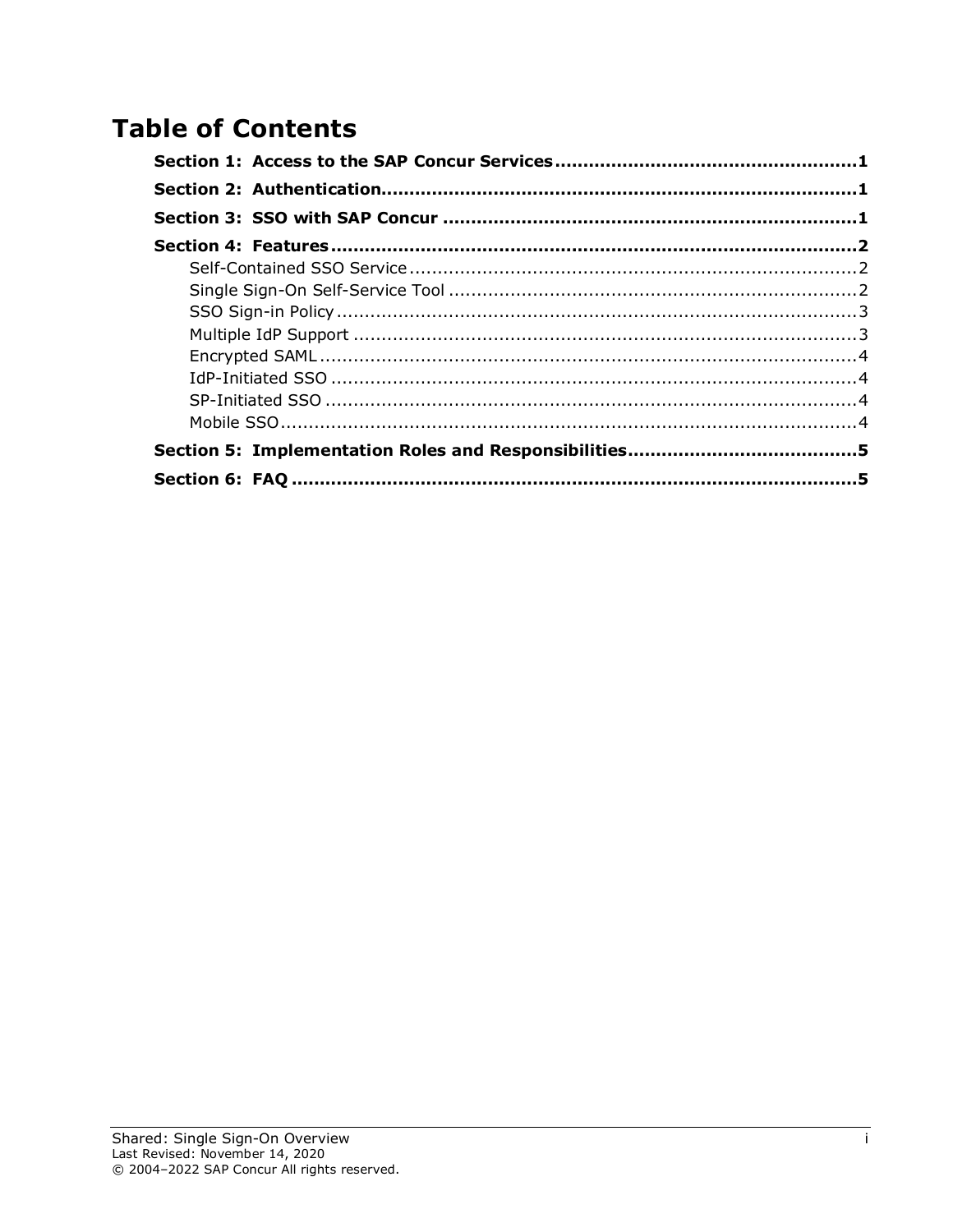# Table of Contents

**Section 1: Access to the SAP Concur Services .......... 1**

**Section 2: Authentication .......... 1**

**Section 3: SSO with SAP Concur .......... 1**

**Section 4: Features .......... 2**

- Self-Contained SSO Service .......... 2
- Single Sign-On Self-Service Tool .......... 2
- SSO Sign-in Policy .......... 3
- Multiple IdP Support .......... 3
- Encrypted SAML .......... 4
- IdP-Initiated SSO .......... 4
- SP-Initiated SSO .......... 4
- Mobile SSO .......... 4

**Section 5: Implementation Roles and Responsibilities .......... 5**

**Section 6: FAQ .......... 5**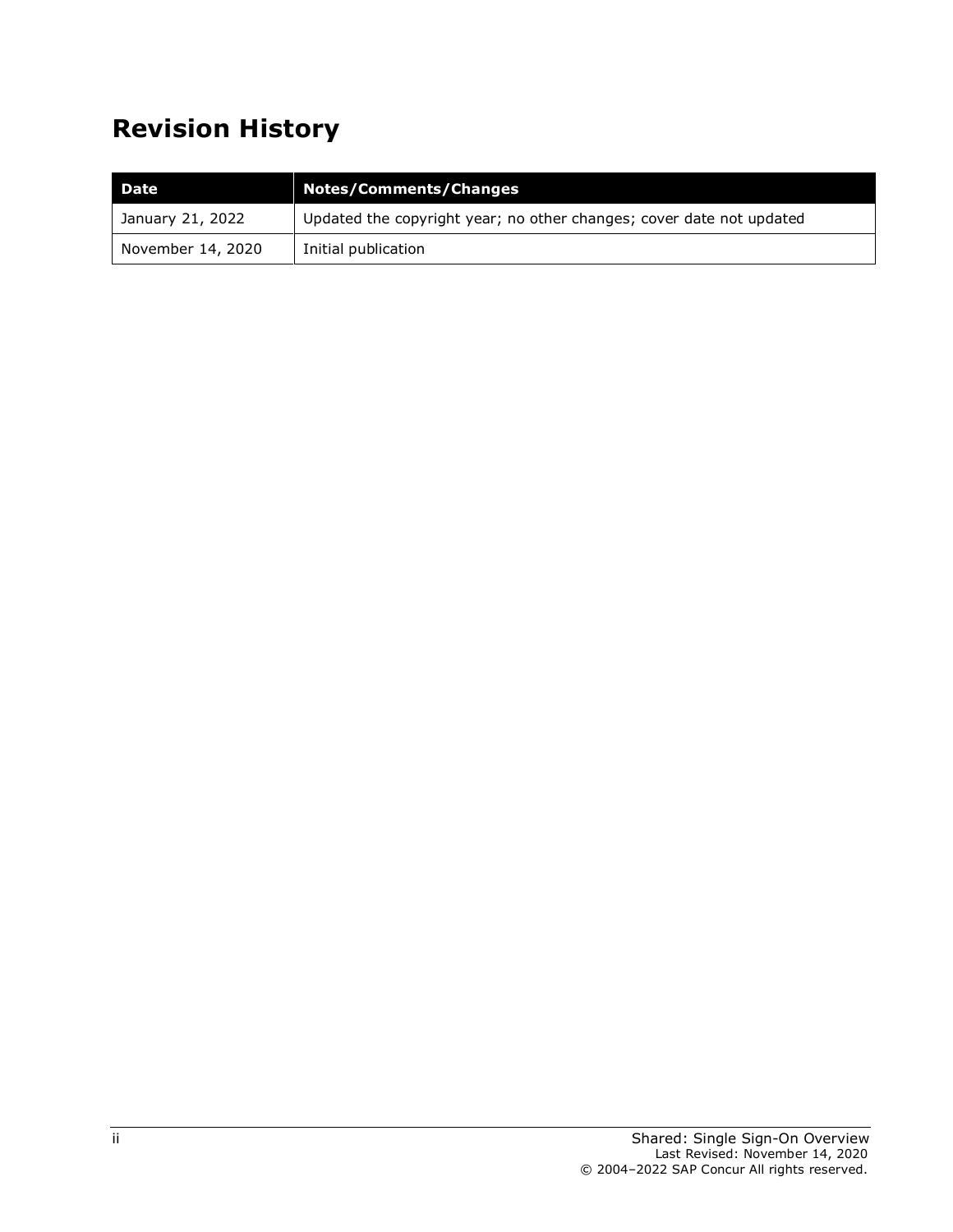# Revision History

| Date | Notes/Comments/Changes |
| --- | --- |
| January 21, 2022 | Updated the copyright year; no other changes; cover date not updated |
| November 14, 2020 | Initial publication |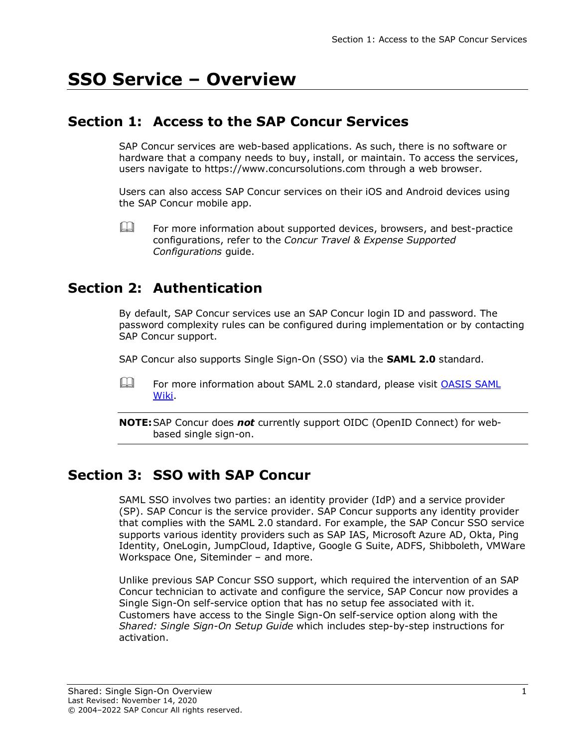# SSO Service – Overview

## Section 1: Access to the SAP Concur Services

SAP Concur services are web-based applications. As such, there is no software or hardware that a company needs to buy, install, or maintain. To access the services, users navigate to https://www.concursolutions.com through a web browser.

Users can also access SAP Concur services on their iOS and Android devices using the SAP Concur mobile app.

For more information about supported devices, browsers, and best-practice configurations, refer to the *Concur Travel & Expense Supported Configurations* guide.

## Section 2: Authentication

By default, SAP Concur services use an SAP Concur login ID and password. The password complexity rules can be configured during implementation or by contacting SAP Concur support.

SAP Concur also supports Single Sign-On (SSO) via the **SAML 2.0** standard.

For more information about SAML 2.0 standard, please visit [OASIS SAML Wiki](OASIS SAML Wiki).

**NOTE:** SAP Concur does ***not*** currently support OIDC (OpenID Connect) for web-based single sign-on.

## Section 3: SSO with SAP Concur

SAML SSO involves two parties: an identity provider (IdP) and a service provider (SP). SAP Concur is the service provider. SAP Concur supports any identity provider that complies with the SAML 2.0 standard. For example, the SAP Concur SSO service supports various identity providers such as SAP IAS, Microsoft Azure AD, Okta, Ping Identity, OneLogin, JumpCloud, Idaptive, Google G Suite, ADFS, Shibboleth, VMWare Workspace One, Siteminder – and more.

Unlike previous SAP Concur SSO support, which required the intervention of an SAP Concur technician to activate and configure the service, SAP Concur now provides a Single Sign-On self-service option that has no setup fee associated with it. Customers have access to the Single Sign-On self-service option along with the *Shared: Single Sign-On Setup Guide* which includes step-by-step instructions for activation.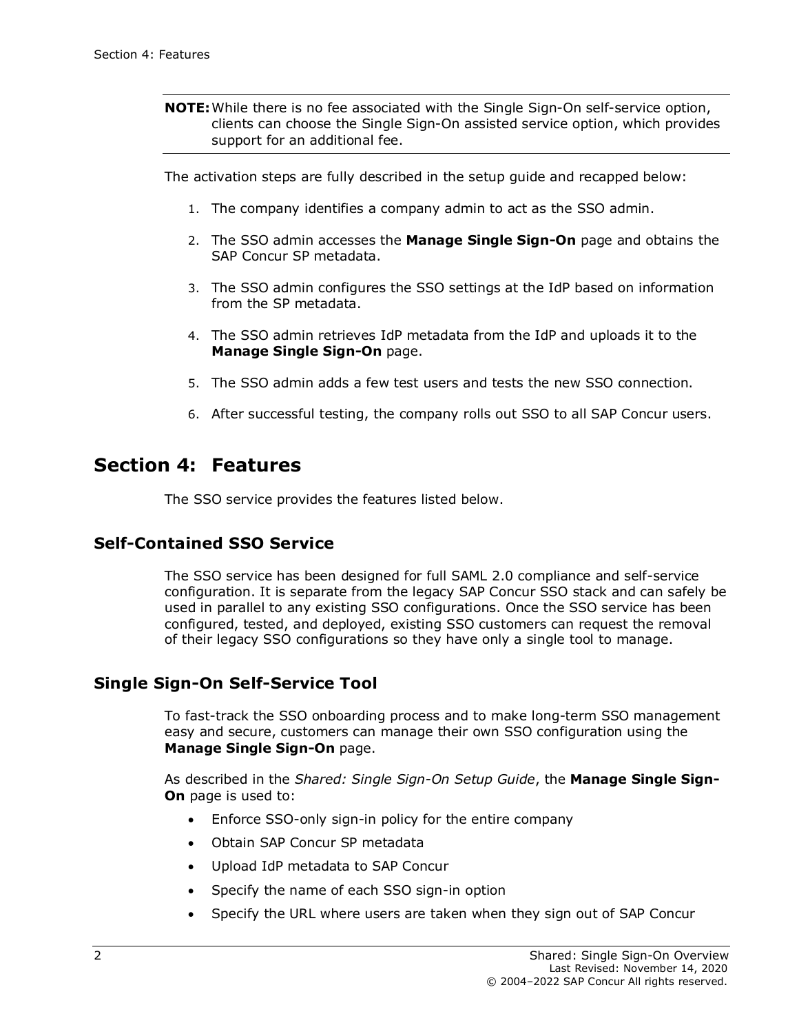**NOTE:** While there is no fee associated with the Single Sign-On self-service option, clients can choose the Single Sign-On assisted service option, which provides support for an additional fee.

The activation steps are fully described in the setup guide and recapped below:

1. The company identifies a company admin to act as the SSO admin.
2. The SSO admin accesses the **Manage Single Sign-On** page and obtains the SAP Concur SP metadata.
3. The SSO admin configures the SSO settings at the IdP based on information from the SP metadata.
4. The SSO admin retrieves IdP metadata from the IdP and uploads it to the **Manage Single Sign-On** page.
5. The SSO admin adds a few test users and tests the new SSO connection.
6. After successful testing, the company rolls out SSO to all SAP Concur users.

# Section 4: Features

The SSO service provides the features listed below.

## Self-Contained SSO Service

The SSO service has been designed for full SAML 2.0 compliance and self-service configuration. It is separate from the legacy SAP Concur SSO stack and can safely be used in parallel to any existing SSO configurations. Once the SSO service has been configured, tested, and deployed, existing SSO customers can request the removal of their legacy SSO configurations so they have only a single tool to manage.

## Single Sign-On Self-Service Tool

To fast-track the SSO onboarding process and to make long-term SSO management easy and secure, customers can manage their own SSO configuration using the **Manage Single Sign-On** page.

As described in the *Shared: Single Sign-On Setup Guide*, the **Manage Single Sign-On** page is used to:

- Enforce SSO-only sign-in policy for the entire company
- Obtain SAP Concur SP metadata
- Upload IdP metadata to SAP Concur
- Specify the name of each SSO sign-in option
- Specify the URL where users are taken when they sign out of SAP Concur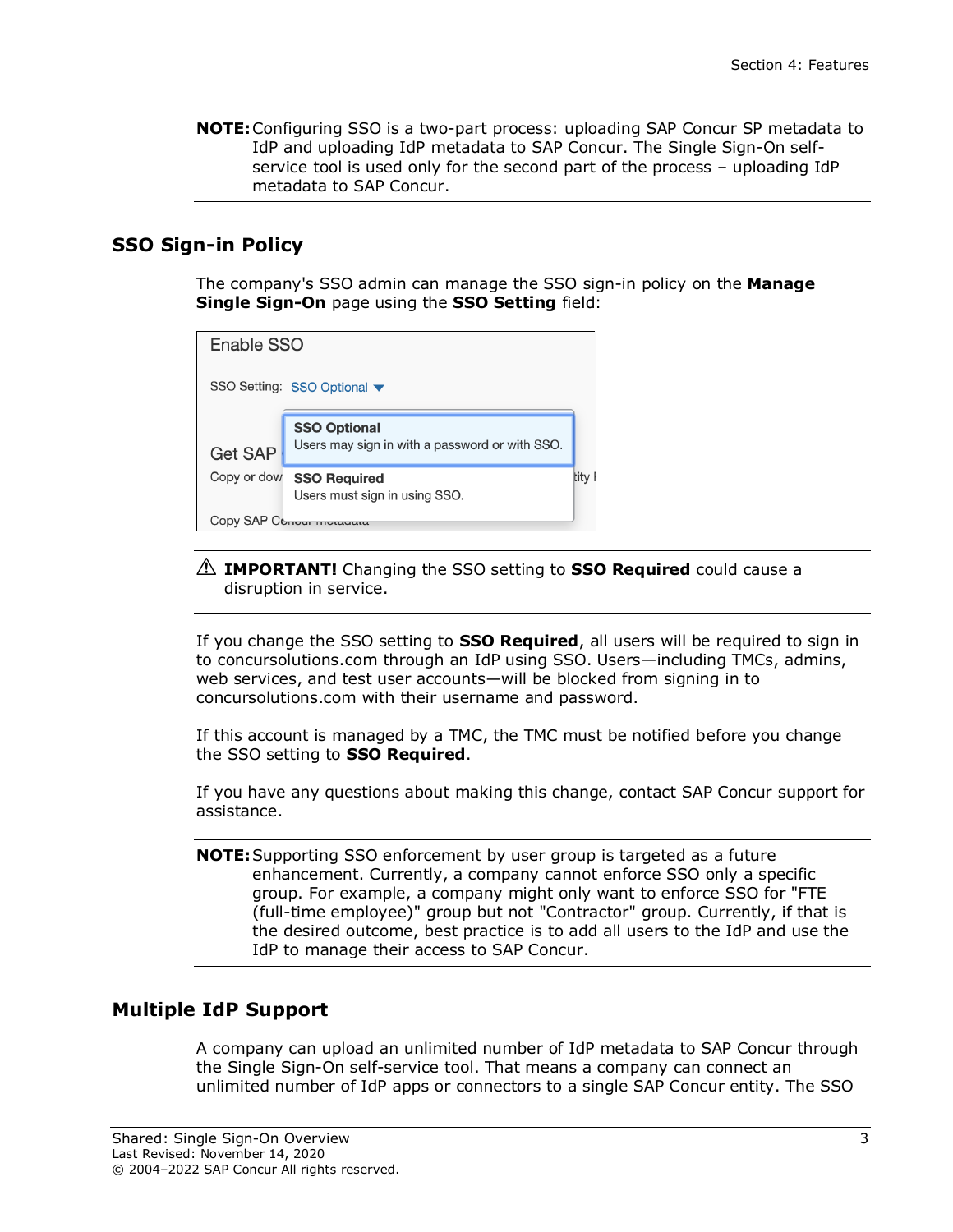**NOTE:** Configuring SSO is a two-part process: uploading SAP Concur SP metadata to IdP and uploading IdP metadata to SAP Concur. The Single Sign-On self-service tool is used only for the second part of the process – uploading IdP metadata to SAP Concur.

## SSO Sign-in Policy

The company's SSO admin can manage the SSO sign-in policy on the **Manage Single Sign-On** page using the **SSO Setting** field:

⚠ **IMPORTANT!** Changing the SSO setting to **SSO Required** could cause a disruption in service.

If you change the SSO setting to **SSO Required**, all users will be required to sign in to concursolutions.com through an IdP using SSO. Users—including TMCs, admins, web services, and test user accounts—will be blocked from signing in to concursolutions.com with their username and password.

If this account is managed by a TMC, the TMC must be notified before you change the SSO setting to **SSO Required**.

If you have any questions about making this change, contact SAP Concur support for assistance.

**NOTE:** Supporting SSO enforcement by user group is targeted as a future enhancement. Currently, a company cannot enforce SSO only a specific group. For example, a company might only want to enforce SSO for "FTE (full-time employee)" group but not "Contractor" group. Currently, if that is the desired outcome, best practice is to add all users to the IdP and use the IdP to manage their access to SAP Concur.

## Multiple IdP Support

A company can upload an unlimited number of IdP metadata to SAP Concur through the Single Sign-On self-service tool. That means a company can connect an unlimited number of IdP apps or connectors to a single SAP Concur entity. The SSO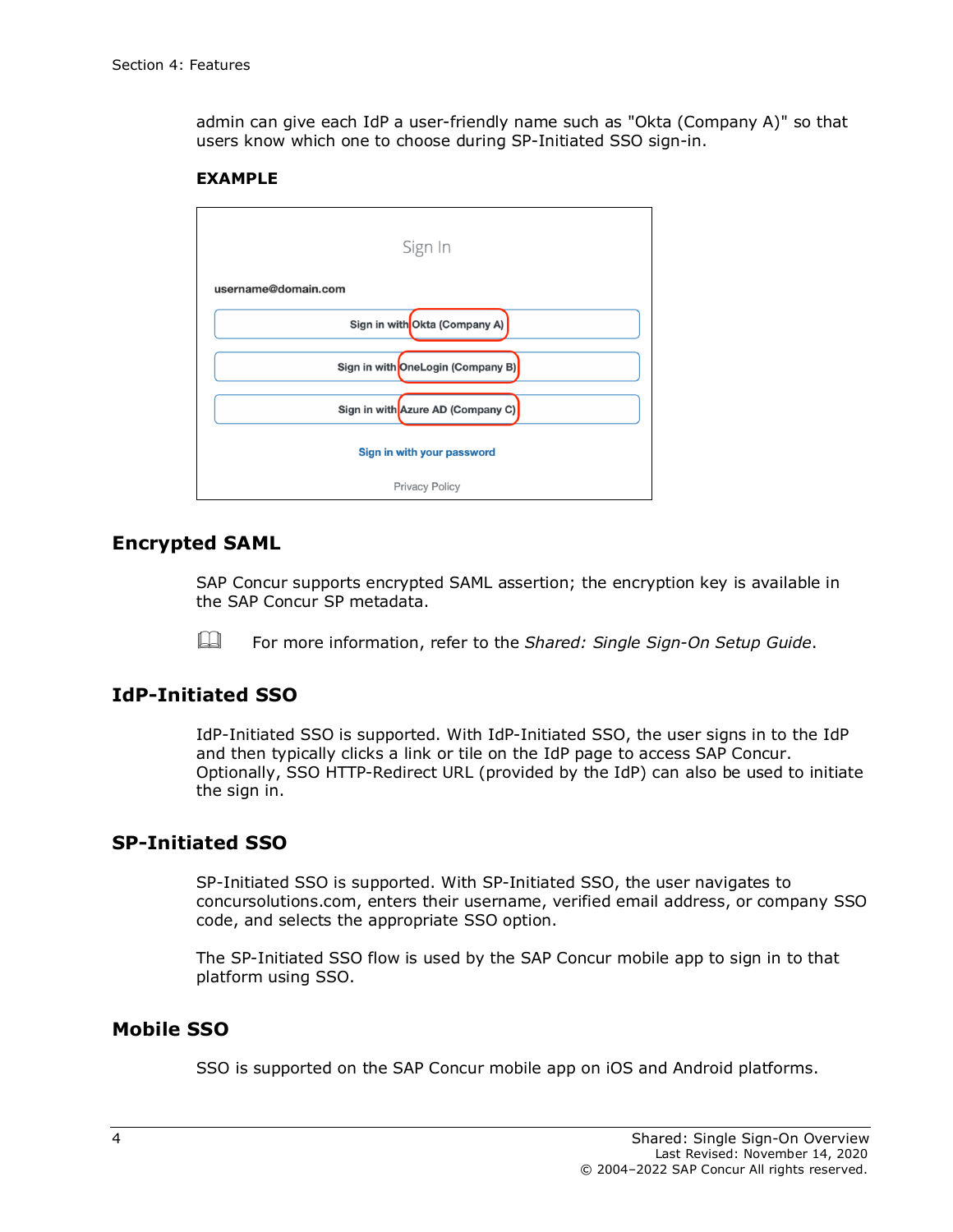admin can give each IdP a user-friendly name such as "Okta (Company A)" so that users know which one to choose during SP-Initiated SSO sign-in.

**EXAMPLE**

Sign In

username@domain.com

Sign in with Okta (Company A)

Sign in with OneLogin (Company B)

Sign in with Azure AD (Company C)

Sign in with your password

Privacy Policy

## Encrypted SAML

SAP Concur supports encrypted SAML assertion; the encryption key is available in the SAP Concur SP metadata.

For more information, refer to the *Shared: Single Sign-On Setup Guide*.

## IdP-Initiated SSO

IdP-Initiated SSO is supported. With IdP-Initiated SSO, the user signs in to the IdP and then typically clicks a link or tile on the IdP page to access SAP Concur. Optionally, SSO HTTP-Redirect URL (provided by the IdP) can also be used to initiate the sign in.

## SP-Initiated SSO

SP-Initiated SSO is supported. With SP-Initiated SSO, the user navigates to concursolutions.com, enters their username, verified email address, or company SSO code, and selects the appropriate SSO option.

The SP-Initiated SSO flow is used by the SAP Concur mobile app to sign in to that platform using SSO.

## Mobile SSO

SSO is supported on the SAP Concur mobile app on iOS and Android platforms.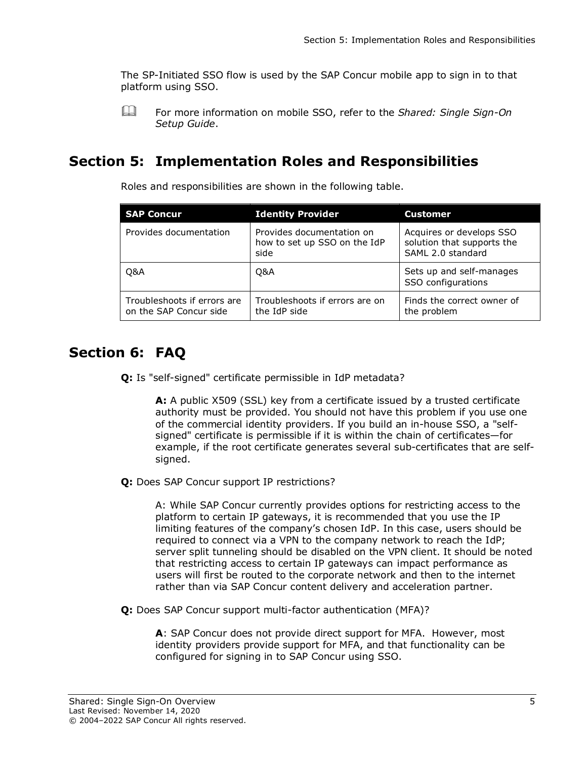The SP-Initiated SSO flow is used by the SAP Concur mobile app to sign in to that platform using SSO.

📖 For more information on mobile SSO, refer to the *Shared: Single Sign-On Setup Guide*.

## Section 5: Implementation Roles and Responsibilities

Roles and responsibilities are shown in the following table.

| SAP Concur | Identity Provider | Customer |
|---|---|---|
| Provides documentation | Provides documentation on how to set up SSO on the IdP side | Acquires or develops SSO solution that supports the SAML 2.0 standard |
| Q&A | Q&A | Sets up and self-manages SSO configurations |
| Troubleshoots if errors are on the SAP Concur side | Troubleshoots if errors are on the IdP side | Finds the correct owner of the problem |

## Section 6: FAQ

**Q:** Is "self-signed" certificate permissible in IdP metadata?

> **A:** A public X509 (SSL) key from a certificate issued by a trusted certificate authority must be provided. You should not have this problem if you use one of the commercial identity providers. If you build an in-house SSO, a "self-signed" certificate is permissible if it is within the chain of certificates—for example, if the root certificate generates several sub-certificates that are self-signed.

**Q:** Does SAP Concur support IP restrictions?

> A: While SAP Concur currently provides options for restricting access to the platform to certain IP gateways, it is recommended that you use the IP limiting features of the company's chosen IdP. In this case, users should be required to connect via a VPN to the company network to reach the IdP; server split tunneling should be disabled on the VPN client. It should be noted that restricting access to certain IP gateways can impact performance as users will first be routed to the corporate network and then to the internet rather than via SAP Concur content delivery and acceleration partner.

**Q:** Does SAP Concur support multi-factor authentication (MFA)?

> **A**: SAP Concur does not provide direct support for MFA. However, most identity providers provide support for MFA, and that functionality can be configured for signing in to SAP Concur using SSO.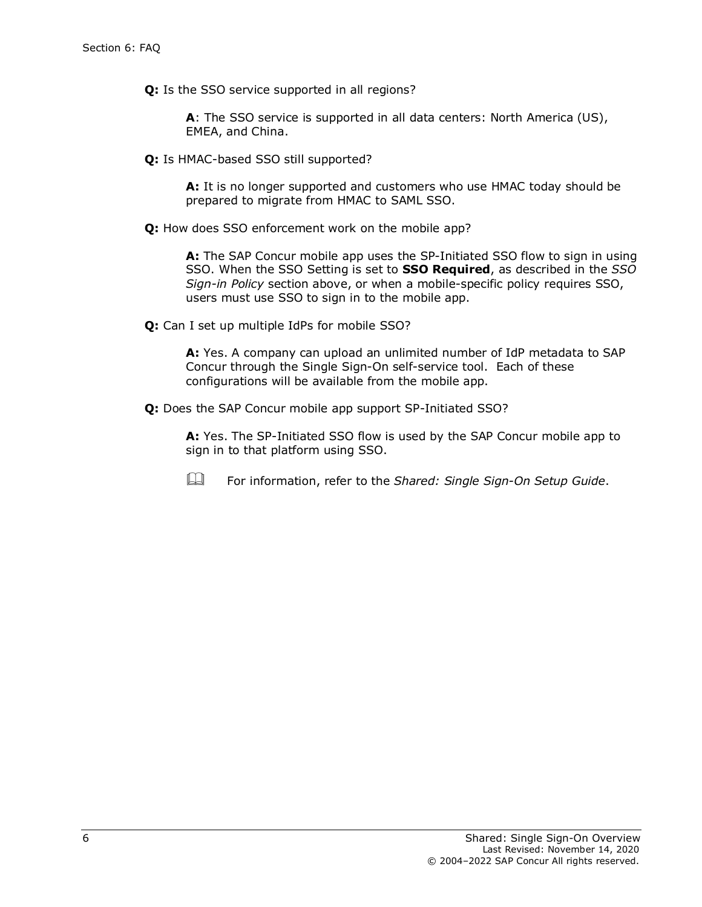**Q:** Is the SSO service supported in all regions?

> **A**: The SSO service is supported in all data centers: North America (US), EMEA, and China.

**Q:** Is HMAC-based SSO still supported?

> **A:** It is no longer supported and customers who use HMAC today should be prepared to migrate from HMAC to SAML SSO.

**Q:** How does SSO enforcement work on the mobile app?

> **A:** The SAP Concur mobile app uses the SP-Initiated SSO flow to sign in using SSO. When the SSO Setting is set to **SSO Required**, as described in the *SSO Sign-in Policy* section above, or when a mobile-specific policy requires SSO, users must use SSO to sign in to the mobile app.

**Q:** Can I set up multiple IdPs for mobile SSO?

> **A:** Yes. A company can upload an unlimited number of IdP metadata to SAP Concur through the Single Sign-On self-service tool. Each of these configurations will be available from the mobile app.

**Q:** Does the SAP Concur mobile app support SP-Initiated SSO?

> **A:** Yes. The SP-Initiated SSO flow is used by the SAP Concur mobile app to sign in to that platform using SSO.

> 🕮 For information, refer to the *Shared: Single Sign-On Setup Guide*.